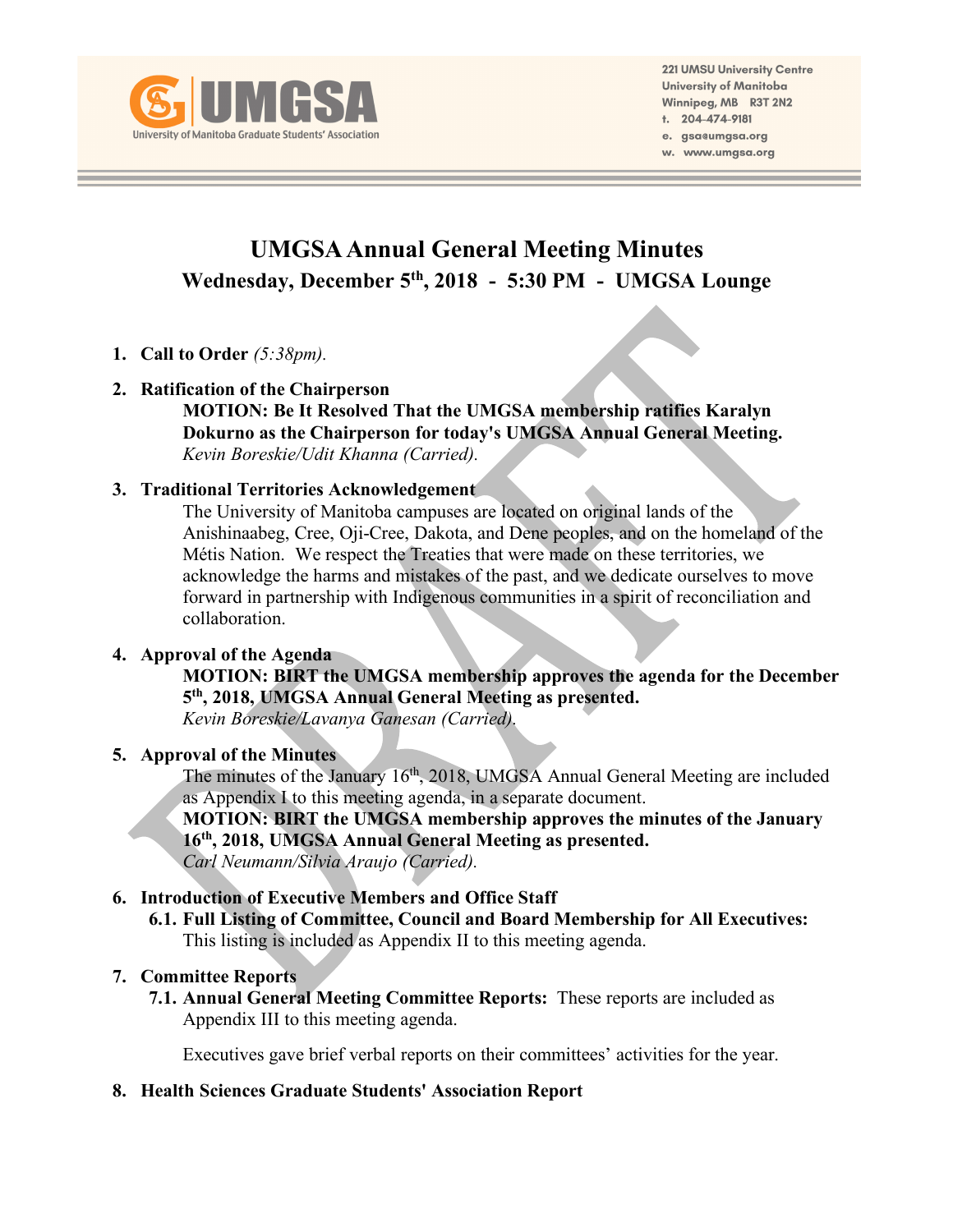UMGSA

University of Manitoba Graduate Students' Association

221 UMSU University Centre
University of Manitoba
Winnipeg, MB R3T 2N2
t. 204-474-9181
e. gsa@umgsa.org
w. www.umgsa.org

# UMGSA Annual General Meeting Minutes

## Wednesday, December 5th, 2018 - 5:30 PM - UMGSA Lounge

1. **Call to Order** *(5:38pm).*

2. **Ratification of the Chairperson**
   **MOTION: Be It Resolved That the UMGSA membership ratifies Karalyn Dokurno as the Chairperson for today's UMGSA Annual General Meeting.**
   *Kevin Boreskie/Udit Khanna (Carried).*

3. **Traditional Territories Acknowledgement**
   The University of Manitoba campuses are located on original lands of the Anishinaabeg, Cree, Oji-Cree, Dakota, and Dene peoples, and on the homeland of the Métis Nation. We respect the Treaties that were made on these territories, we acknowledge the harms and mistakes of the past, and we dedicate ourselves to move forward in partnership with Indigenous communities in a spirit of reconciliation and collaboration.

4. **Approval of the Agenda**
   **MOTION: BIRT the UMGSA membership approves the agenda for the December 5th, 2018, UMGSA Annual General Meeting as presented.**
   *Kevin Boreskie/Lavanya Ganesan (Carried).*

5. **Approval of the Minutes**
   The minutes of the January 16th, 2018, UMGSA Annual General Meeting are included as Appendix I to this meeting agenda, in a separate document.
   **MOTION: BIRT the UMGSA membership approves the minutes of the January 16th, 2018, UMGSA Annual General Meeting as presented.**
   *Carl Neumann/Silvia Araujo (Carried).*

6. **Introduction of Executive Members and Office Staff**
   6.1. **Full Listing of Committee, Council and Board Membership for All Executives:** This listing is included as Appendix II to this meeting agenda.

7. **Committee Reports**
   7.1. **Annual General Meeting Committee Reports:** These reports are included as Appendix III to this meeting agenda.

   Executives gave brief verbal reports on their committees' activities for the year.

8. **Health Sciences Graduate Students' Association Report**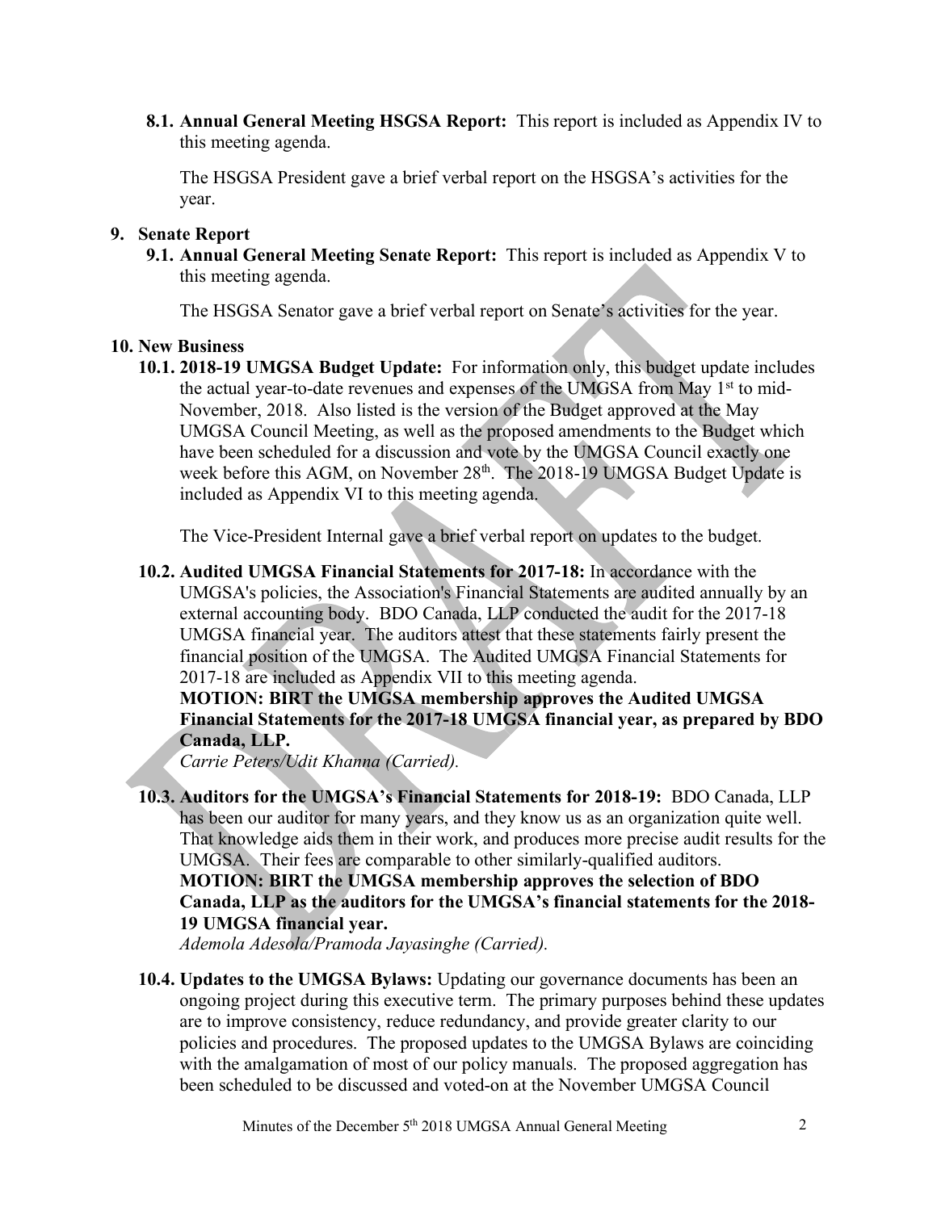**8.1. Annual General Meeting HSGSA Report:** This report is included as Appendix IV to this meeting agenda.

The HSGSA President gave a brief verbal report on the HSGSA's activities for the year.

## 9. Senate Report

**9.1. Annual General Meeting Senate Report:** This report is included as Appendix V to this meeting agenda.

The HSGSA Senator gave a brief verbal report on Senate's activities for the year.

## 10. New Business

**10.1. 2018-19 UMGSA Budget Update:** For information only, this budget update includes the actual year-to-date revenues and expenses of the UMGSA from May 1st to mid-November, 2018. Also listed is the version of the Budget approved at the May UMGSA Council Meeting, as well as the proposed amendments to the Budget which have been scheduled for a discussion and vote by the UMGSA Council exactly one week before this AGM, on November 28th. The 2018-19 UMGSA Budget Update is included as Appendix VI to this meeting agenda.

The Vice-President Internal gave a brief verbal report on updates to the budget.

**10.2. Audited UMGSA Financial Statements for 2017-18:** In accordance with the UMGSA's policies, the Association's Financial Statements are audited annually by an external accounting body. BDO Canada, LLP conducted the audit for the 2017-18 UMGSA financial year. The auditors attest that these statements fairly present the financial position of the UMGSA. The Audited UMGSA Financial Statements for 2017-18 are included as Appendix VII to this meeting agenda.

**MOTION: BIRT the UMGSA membership approves the Audited UMGSA Financial Statements for the 2017-18 UMGSA financial year, as prepared by BDO Canada, LLP.**

*Carrie Peters/Udit Khanna (Carried).*

**10.3. Auditors for the UMGSA's Financial Statements for 2018-19:** BDO Canada, LLP has been our auditor for many years, and they know us as an organization quite well. That knowledge aids them in their work, and produces more precise audit results for the UMGSA. Their fees are comparable to other similarly-qualified auditors.

**MOTION: BIRT the UMGSA membership approves the selection of BDO Canada, LLP as the auditors for the UMGSA's financial statements for the 2018-19 UMGSA financial year.**

*Ademola Adesola/Pramoda Jayasinghe (Carried).*

**10.4. Updates to the UMGSA Bylaws:** Updating our governance documents has been an ongoing project during this executive term. The primary purposes behind these updates are to improve consistency, reduce redundancy, and provide greater clarity to our policies and procedures. The proposed updates to the UMGSA Bylaws are coinciding with the amalgamation of most of our policy manuals. The proposed aggregation has been scheduled to be discussed and voted-on at the November UMGSA Council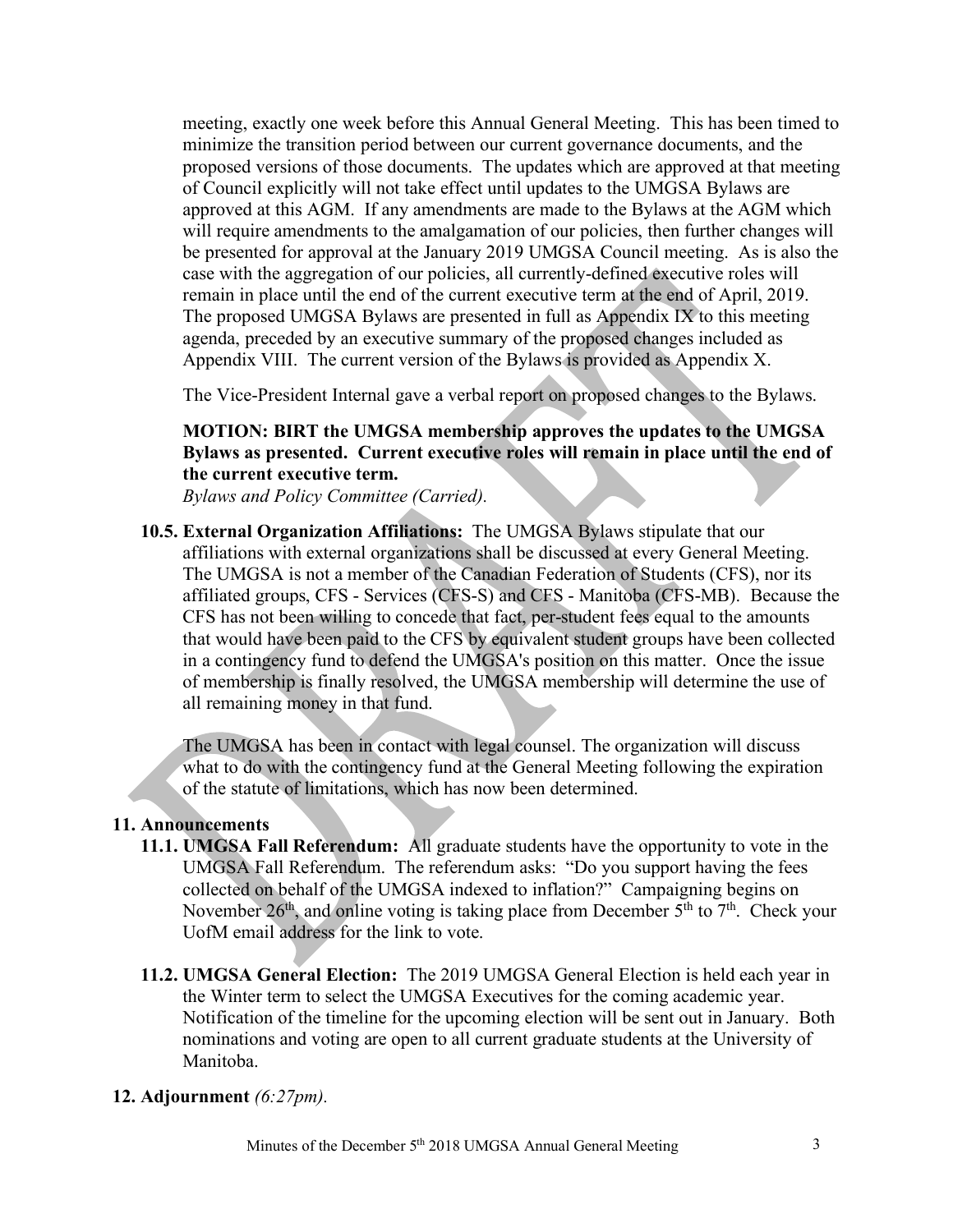meeting, exactly one week before this Annual General Meeting. This has been timed to minimize the transition period between our current governance documents, and the proposed versions of those documents. The updates which are approved at that meeting of Council explicitly will not take effect until updates to the UMGSA Bylaws are approved at this AGM. If any amendments are made to the Bylaws at the AGM which will require amendments to the amalgamation of our policies, then further changes will be presented for approval at the January 2019 UMGSA Council meeting. As is also the case with the aggregation of our policies, all currently-defined executive roles will remain in place until the end of the current executive term at the end of April, 2019. The proposed UMGSA Bylaws are presented in full as Appendix IX to this meeting agenda, preceded by an executive summary of the proposed changes included as Appendix VIII. The current version of the Bylaws is provided as Appendix X.

The Vice-President Internal gave a verbal report on proposed changes to the Bylaws.

**MOTION: BIRT the UMGSA membership approves the updates to the UMGSA Bylaws as presented. Current executive roles will remain in place until the end of the current executive term.**
*Bylaws and Policy Committee (Carried).*

**10.5. External Organization Affiliations:** The UMGSA Bylaws stipulate that our affiliations with external organizations shall be discussed at every General Meeting. The UMGSA is not a member of the Canadian Federation of Students (CFS), nor its affiliated groups, CFS - Services (CFS-S) and CFS - Manitoba (CFS-MB). Because the CFS has not been willing to concede that fact, per-student fees equal to the amounts that would have been paid to the CFS by equivalent student groups have been collected in a contingency fund to defend the UMGSA's position on this matter. Once the issue of membership is finally resolved, the UMGSA membership will determine the use of all remaining money in that fund.

The UMGSA has been in contact with legal counsel. The organization will discuss what to do with the contingency fund at the General Meeting following the expiration of the statute of limitations, which has now been determined.

## 11. Announcements

**11.1. UMGSA Fall Referendum:** All graduate students have the opportunity to vote in the UMGSA Fall Referendum. The referendum asks: "Do you support having the fees collected on behalf of the UMGSA indexed to inflation?" Campaigning begins on November 26th, and online voting is taking place from December 5th to 7th. Check your UofM email address for the link to vote.

**11.2. UMGSA General Election:** The 2019 UMGSA General Election is held each year in the Winter term to select the UMGSA Executives for the coming academic year. Notification of the timeline for the upcoming election will be sent out in January. Both nominations and voting are open to all current graduate students at the University of Manitoba.

## 12. Adjournment *(6:27pm).*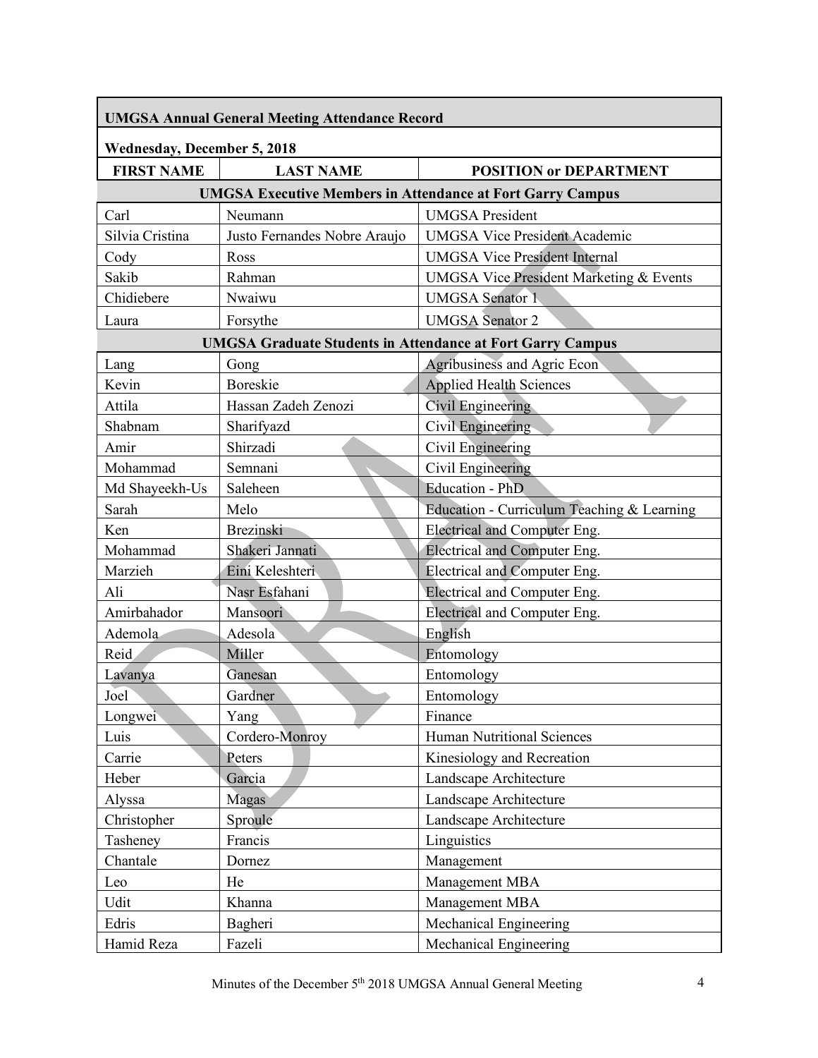| UMGSA Annual General Meeting Attendance Record | | |
|---|---|---|
| **Wednesday, December 5, 2018** | | |
| **FIRST NAME** | **LAST NAME** | **POSITION or DEPARTMENT** |
| **UMGSA Executive Members in Attendance at Fort Garry Campus** | | |
| Carl | Neumann | UMGSA President |
| Silvia Cristina | Justo Fernandes Nobre Araujo | UMGSA Vice President Academic |
| Cody | Ross | UMGSA Vice President Internal |
| Sakib | Rahman | UMGSA Vice President Marketing & Events |
| Chidiebere | Nwaiwu | UMGSA Senator 1 |
| Laura | Forsythe | UMGSA Senator 2 |
| **UMGSA Graduate Students in Attendance at Fort Garry Campus** | | |
| Lang | Gong | Agribusiness and Agric Econ |
| Kevin | Boreskie | Applied Health Sciences |
| Attila | Hassan Zadeh Zenozi | Civil Engineering |
| Shabnam | Sharifyazd | Civil Engineering |
| Amir | Shirzadi | Civil Engineering |
| Mohammad | Semnani | Civil Engineering |
| Md Shayeekh-Us | Saleheen | Education - PhD |
| Sarah | Melo | Education - Curriculum Teaching & Learning |
| Ken | Brezinski | Electrical and Computer Eng. |
| Mohammad | Shakeri Jannati | Electrical and Computer Eng. |
| Marzieh | Eini Keleshteri | Electrical and Computer Eng. |
| Ali | Nasr Esfahani | Electrical and Computer Eng. |
| Amirbahador | Mansoori | Electrical and Computer Eng. |
| Ademola | Adesola | English |
| Reid | Miller | Entomology |
| Lavanya | Ganesan | Entomology |
| Joel | Gardner | Entomology |
| Longwei | Yang | Finance |
| Luis | Cordero-Monroy | Human Nutritional Sciences |
| Carrie | Peters | Kinesiology and Recreation |
| Heber | Garcia | Landscape Architecture |
| Alyssa | Magas | Landscape Architecture |
| Christopher | Sproule | Landscape Architecture |
| Tasheney | Francis | Linguistics |
| Chantale | Dornez | Management |
| Leo | He | Management MBA |
| Udit | Khanna | Management MBA |
| Edris | Bagheri | Mechanical Engineering |
| Hamid Reza | Fazeli | Mechanical Engineering |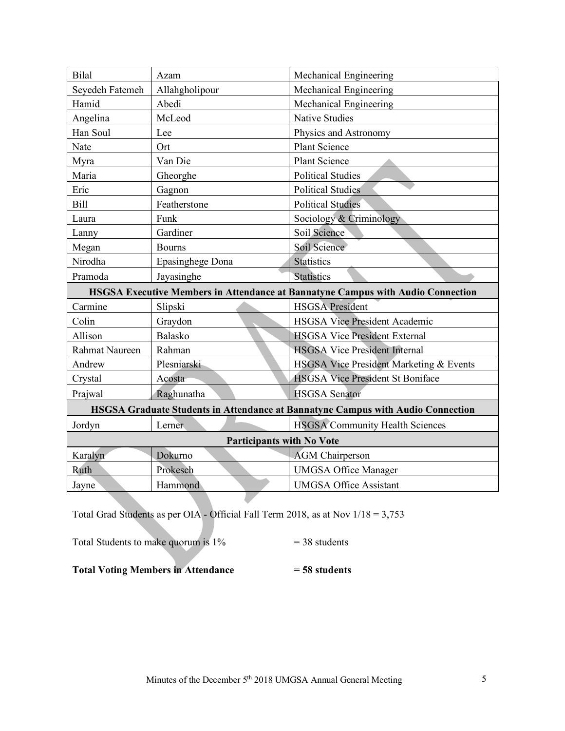| | | |
|---|---|---|
| Bilal | Azam | Mechanical Engineering |
| Seyedeh Fatemeh | Allahgholipour | Mechanical Engineering |
| Hamid | Abedi | Mechanical Engineering |
| Angelina | McLeod | Native Studies |
| Han Soul | Lee | Physics and Astronomy |
| Nate | Ort | Plant Science |
| Myra | Van Die | Plant Science |
| Maria | Gheorghe | Political Studies |
| Eric | Gagnon | Political Studies |
| Bill | Featherstone | Political Studies |
| Laura | Funk | Sociology & Criminology |
| Lanny | Gardiner | Soil Science |
| Megan | Bourns | Soil Science |
| Nirodha | Epasinghege Dona | Statistics |
| Pramoda | Jayasinghe | Statistics |
| **HSGSA Executive Members in Attendance at Bannatyne Campus with Audio Connection** | | |
| Carmine | Slipski | HSGSA President |
| Colin | Graydon | HSGSA Vice President Academic |
| Allison | Balasko | HSGSA Vice President External |
| Rahmat Naureen | Rahman | HSGSA Vice President Internal |
| Andrew | Plesniarski | HSGSA Vice President Marketing & Events |
| Crystal | Acosta | HSGSA Vice President St Boniface |
| Prajwal | Raghunatha | HSGSA Senator |
| **HSGSA Graduate Students in Attendance at Bannatyne Campus with Audio Connection** | | |
| Jordyn | Lerner | HSGSA Community Health Sciences |
| **Participants with No Vote** | | |
| Karalyn | Dokurno | AGM Chairperson |
| Ruth | Prokesch | UMGSA Office Manager |
| Jayne | Hammond | UMGSA Office Assistant |

Total Grad Students as per OIA - Official Fall Term 2018, as at Nov 1/18 = 3,753

Total Students to make quorum is 1% = 38 students

**Total Voting Members in Attendance = 58 students**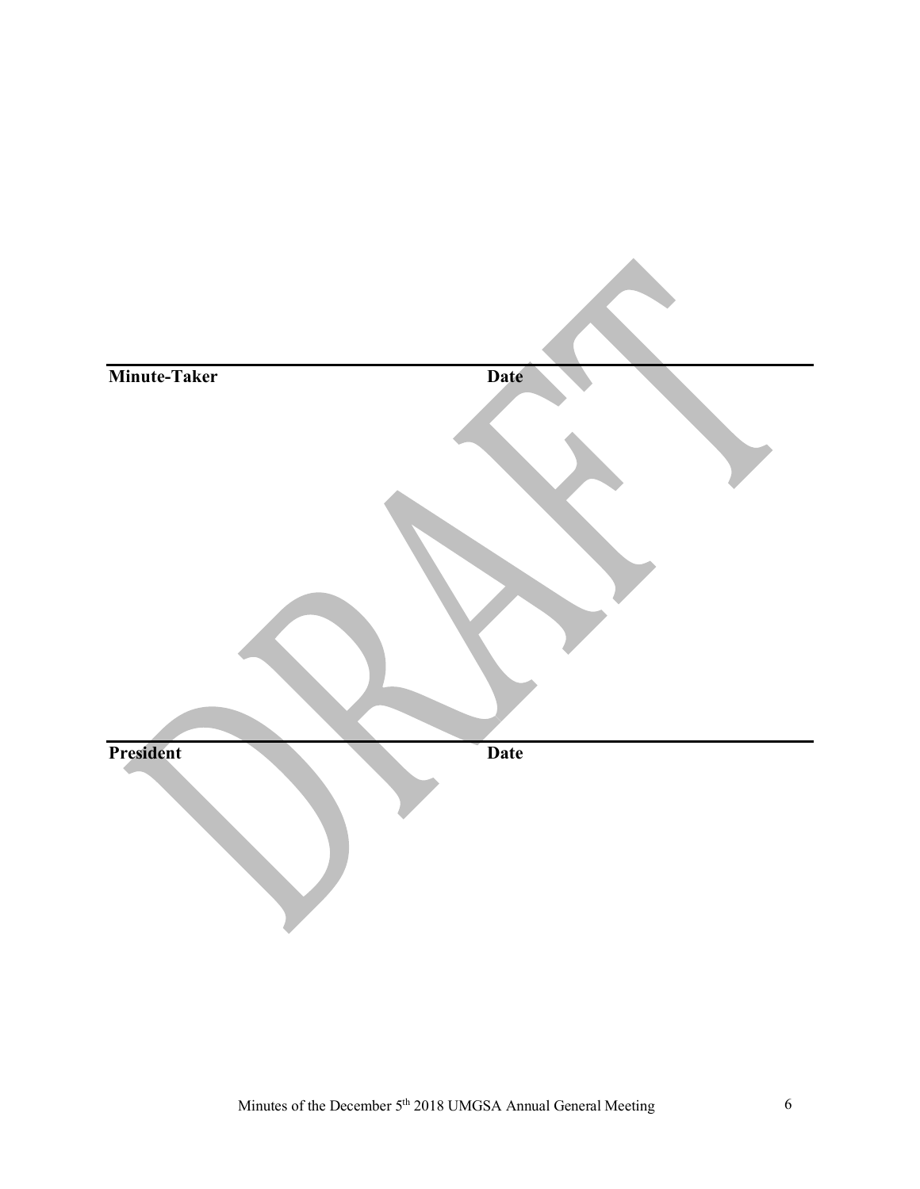**Minute-Taker** **Date**

**President** **Date**